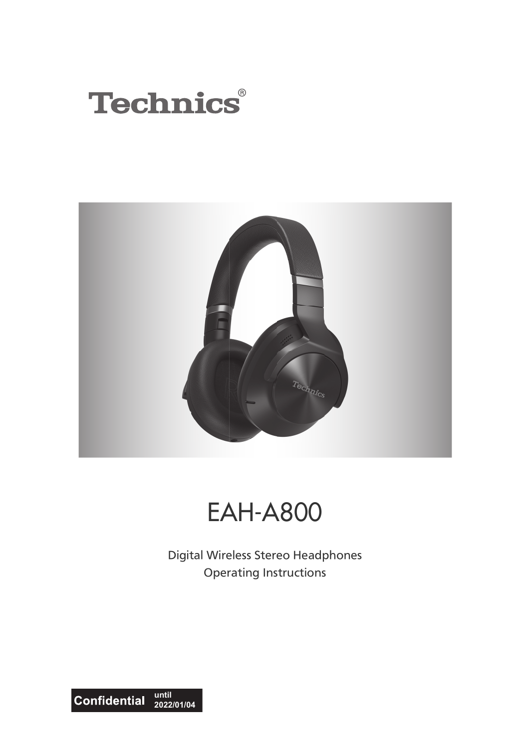# Technics®

# EAH-A800

Digital Wireless Stereo Headphones
Operating Instructions

**Confidential** until 2022/01/04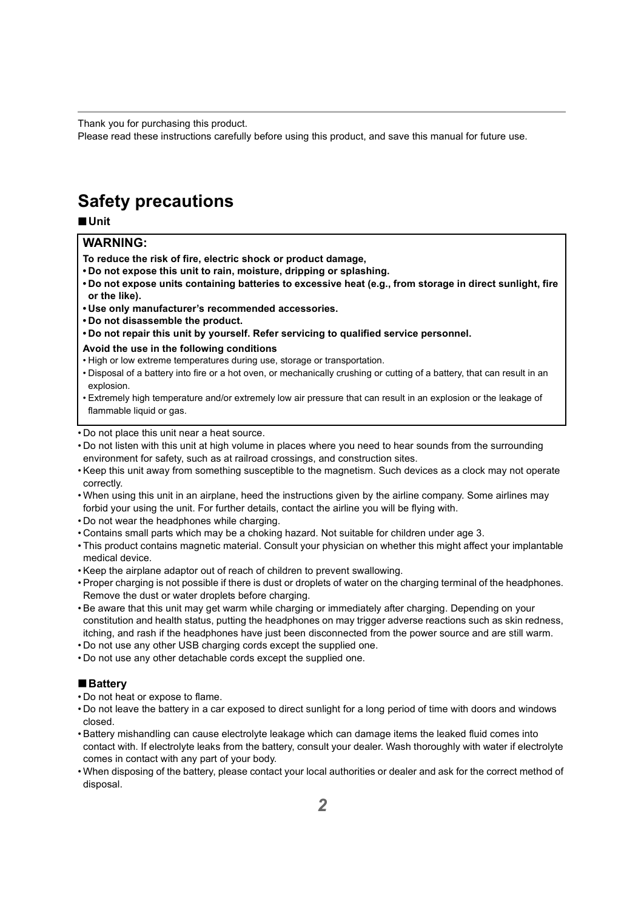Thank you for purchasing this product.
Please read these instructions carefully before using this product, and save this manual for future use.

# Safety precautions

### ■ Unit

**WARNING:**

**To reduce the risk of fire, electric shock or product damage,**

- **Do not expose this unit to rain, moisture, dripping or splashing.**
- **Do not expose units containing batteries to excessive heat (e.g., from storage in direct sunlight, fire or the like).**
- **Use only manufacturer's recommended accessories.**
- **Do not disassemble the product.**
- **Do not repair this unit by yourself. Refer servicing to qualified service personnel.**

**Avoid the use in the following conditions**

- High or low extreme temperatures during use, storage or transportation.
- Disposal of a battery into fire or a hot oven, or mechanically crushing or cutting of a battery, that can result in an explosion.
- Extremely high temperature and/or extremely low air pressure that can result in an explosion or the leakage of flammable liquid or gas.

- Do not place this unit near a heat source.
- Do not listen with this unit at high volume in places where you need to hear sounds from the surrounding environment for safety, such as at railroad crossings, and construction sites.
- Keep this unit away from something susceptible to the magnetism. Such devices as a clock may not operate correctly.
- When using this unit in an airplane, heed the instructions given by the airline company. Some airlines may forbid your using the unit. For further details, contact the airline you will be flying with.
- Do not wear the headphones while charging.
- Contains small parts which may be a choking hazard. Not suitable for children under age 3.
- This product contains magnetic material. Consult your physician on whether this might affect your implantable medical device.
- Keep the airplane adaptor out of reach of children to prevent swallowing.
- Proper charging is not possible if there is dust or droplets of water on the charging terminal of the headphones. Remove the dust or water droplets before charging.
- Be aware that this unit may get warm while charging or immediately after charging. Depending on your constitution and health status, putting the headphones on may trigger adverse reactions such as skin redness, itching, and rash if the headphones have just been disconnected from the power source and are still warm.
- Do not use any other USB charging cords except the supplied one.
- Do not use any other detachable cords except the supplied one.

### ■ Battery

- Do not heat or expose to flame.
- Do not leave the battery in a car exposed to direct sunlight for a long period of time with doors and windows closed.
- Battery mishandling can cause electrolyte leakage which can damage items the leaked fluid comes into contact with. If electrolyte leaks from the battery, consult your dealer. Wash thoroughly with water if electrolyte comes in contact with any part of your body.
- When disposing of the battery, please contact your local authorities or dealer and ask for the correct method of disposal.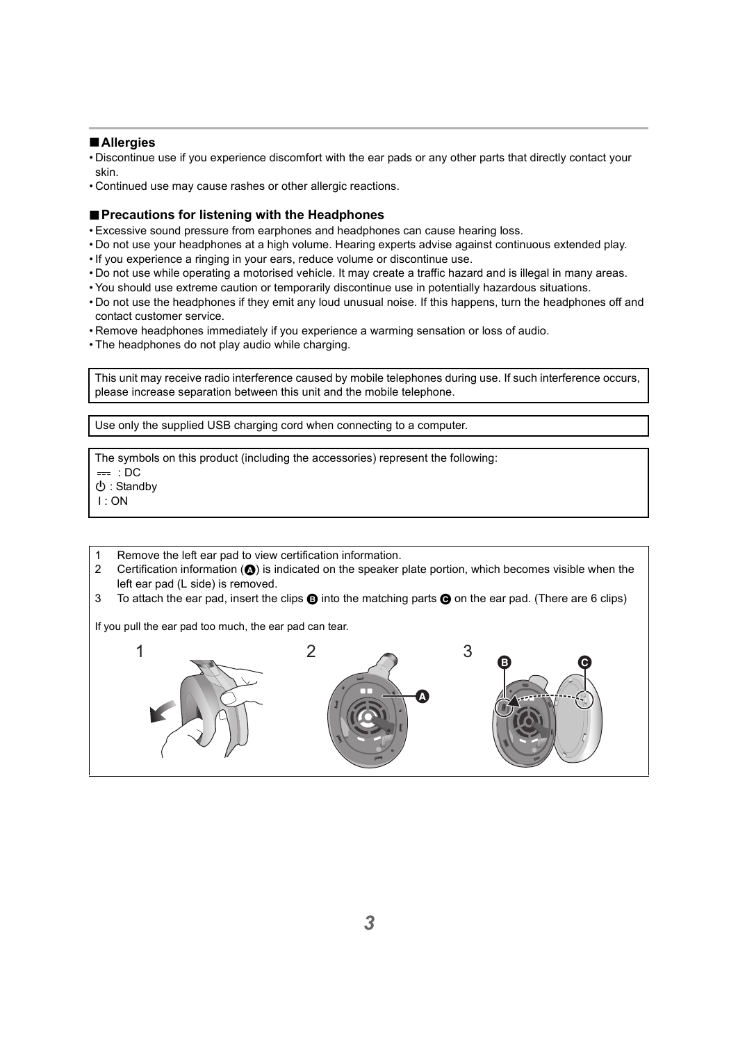## ■ Allergies

- Discontinue use if you experience discomfort with the ear pads or any other parts that directly contact your skin.
- Continued use may cause rashes or other allergic reactions.

## ■ Precautions for listening with the Headphones

- Excessive sound pressure from earphones and headphones can cause hearing loss.
- Do not use your headphones at a high volume. Hearing experts advise against continuous extended play.
- If you experience a ringing in your ears, reduce volume or discontinue use.
- Do not use while operating a motorised vehicle. It may create a traffic hazard and is illegal in many areas.
- You should use extreme caution or temporarily discontinue use in potentially hazardous situations.
- Do not use the headphones if they emit any loud unusual noise. If this happens, turn the headphones off and contact customer service.
- Remove headphones immediately if you experience a warming sensation or loss of audio.
- The headphones do not play audio while charging.

This unit may receive radio interference caused by mobile telephones during use. If such interference occurs, please increase separation between this unit and the mobile telephone.

Use only the supplied USB charging cord when connecting to a computer.

The symbols on this product (including the accessories) represent the following:
⎓ : DC
⏻ : Standby
I : ON

1. Remove the left ear pad to view certification information.
2. Certification information (A) is indicated on the speaker plate portion, which becomes visible when the left ear pad (L side) is removed.
3. To attach the ear pad, insert the clips B into the matching parts C on the ear pad. (There are 6 clips)

If you pull the ear pad too much, the ear pad can tear.

1 2 3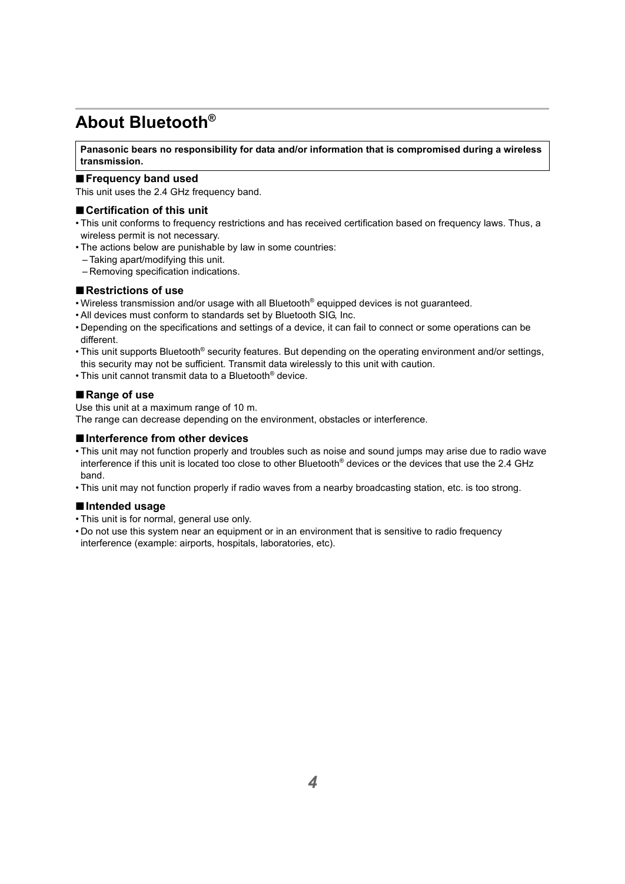# About Bluetooth®

**Panasonic bears no responsibility for data and/or information that is compromised during a wireless transmission.**

### ■ Frequency band used

This unit uses the 2.4 GHz frequency band.

### ■ Certification of this unit

- This unit conforms to frequency restrictions and has received certification based on frequency laws. Thus, a wireless permit is not necessary.
- The actions below are punishable by law in some countries:
  - Taking apart/modifying this unit.
  - Removing specification indications.

### ■ Restrictions of use

- Wireless transmission and/or usage with all Bluetooth® equipped devices is not guaranteed.
- All devices must conform to standards set by Bluetooth SIG, Inc.
- Depending on the specifications and settings of a device, it can fail to connect or some operations can be different.
- This unit supports Bluetooth® security features. But depending on the operating environment and/or settings, this security may not be sufficient. Transmit data wirelessly to this unit with caution.
- This unit cannot transmit data to a Bluetooth® device.

### ■ Range of use

Use this unit at a maximum range of 10 m.
The range can decrease depending on the environment, obstacles or interference.

### ■ Interference from other devices

- This unit may not function properly and troubles such as noise and sound jumps may arise due to radio wave interference if this unit is located too close to other Bluetooth® devices or the devices that use the 2.4 GHz band.
- This unit may not function properly if radio waves from a nearby broadcasting station, etc. is too strong.

### ■ Intended usage

- This unit is for normal, general use only.
- Do not use this system near an equipment or in an environment that is sensitive to radio frequency interference (example: airports, hospitals, laboratories, etc).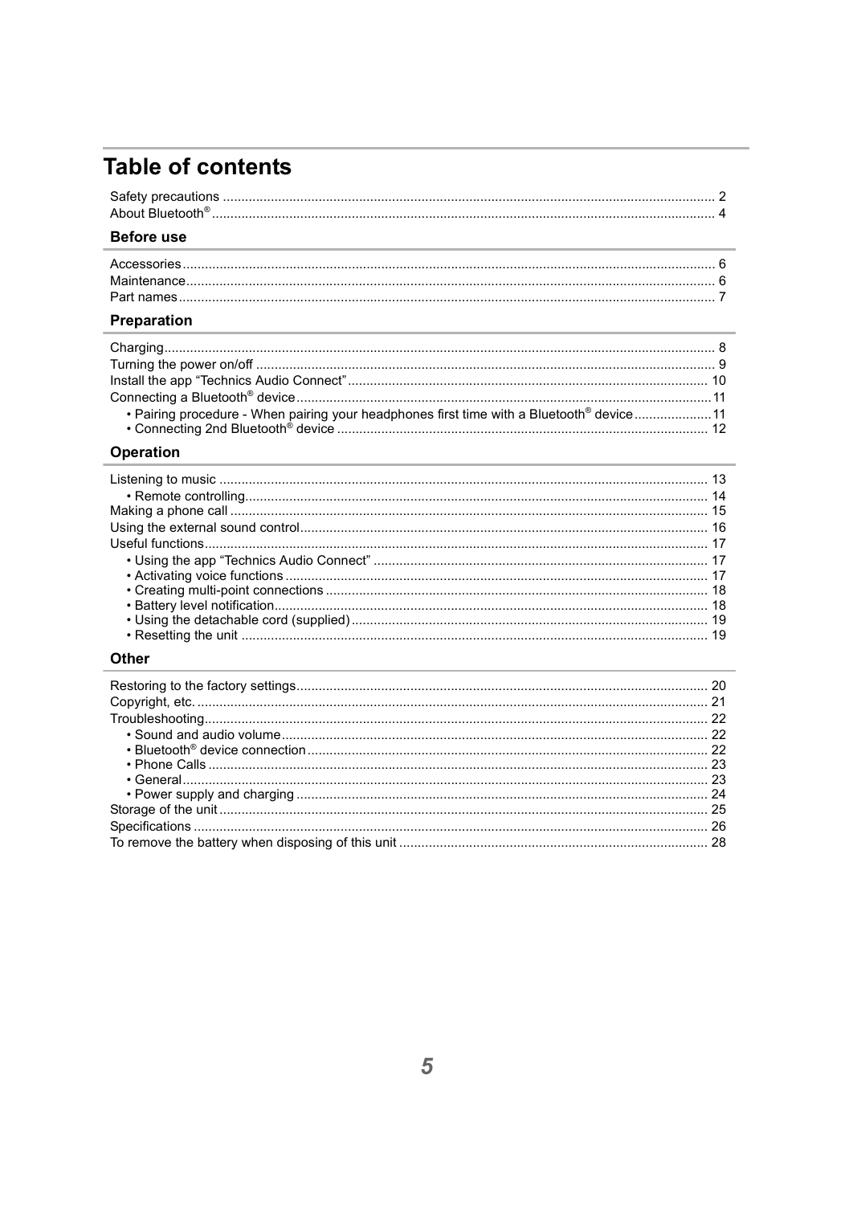# Table of contents

Safety precautions .... 2
About Bluetooth® .... 4

## Before use

Accessories .... 6
Maintenance .... 6
Part names .... 7

## Preparation

Charging .... 8
Turning the power on/off .... 9
Install the app "Technics Audio Connect" .... 10
Connecting a Bluetooth® device .... 11
- Pairing procedure - When pairing your headphones first time with a Bluetooth® device .... 11
- Connecting 2nd Bluetooth® device .... 12

## Operation

Listening to music .... 13
- Remote controlling .... 14

Making a phone call .... 15
Using the external sound control .... 16
Useful functions .... 17
- Using the app "Technics Audio Connect" .... 17
- Activating voice functions .... 17
- Creating multi-point connections .... 18
- Battery level notification .... 18
- Using the detachable cord (supplied) .... 19
- Resetting the unit .... 19

## Other

Restoring to the factory settings .... 20
Copyright, etc. .... 21
Troubleshooting .... 22
- Sound and audio volume .... 22
- Bluetooth® device connection .... 22
- Phone Calls .... 23
- General .... 23
- Power supply and charging .... 24

Storage of the unit .... 25
Specifications .... 26
To remove the battery when disposing of this unit .... 28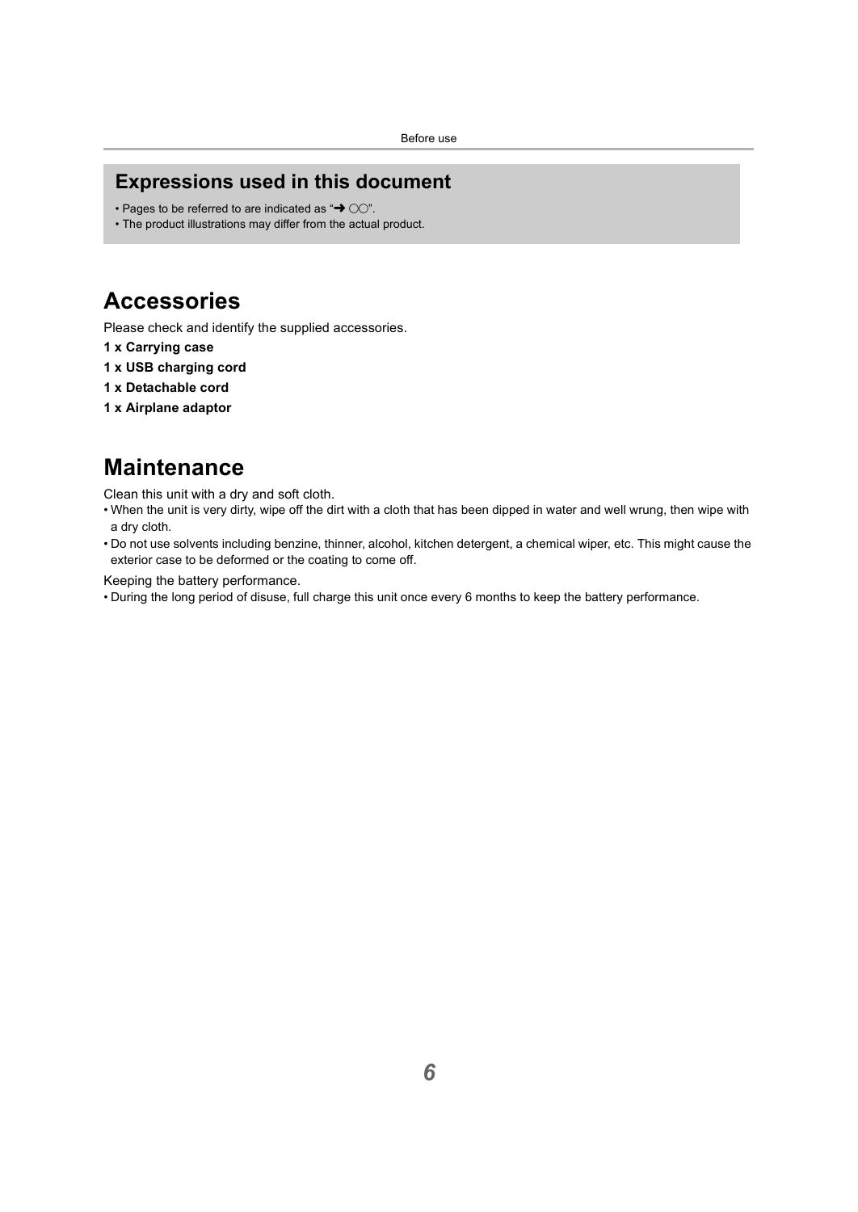## Expressions used in this document

- Pages to be referred to are indicated as "➜ ○○".
- The product illustrations may differ from the actual product.

# Accessories

Please check and identify the supplied accessories.

**1 x Carrying case**

**1 x USB charging cord**

**1 x Detachable cord**

**1 x Airplane adaptor**

# Maintenance

Clean this unit with a dry and soft cloth.

- When the unit is very dirty, wipe off the dirt with a cloth that has been dipped in water and well wrung, then wipe with a dry cloth.
- Do not use solvents including benzine, thinner, alcohol, kitchen detergent, a chemical wiper, etc. This might cause the exterior case to be deformed or the coating to come off.

Keeping the battery performance.

- During the long period of disuse, full charge this unit once every 6 months to keep the battery performance.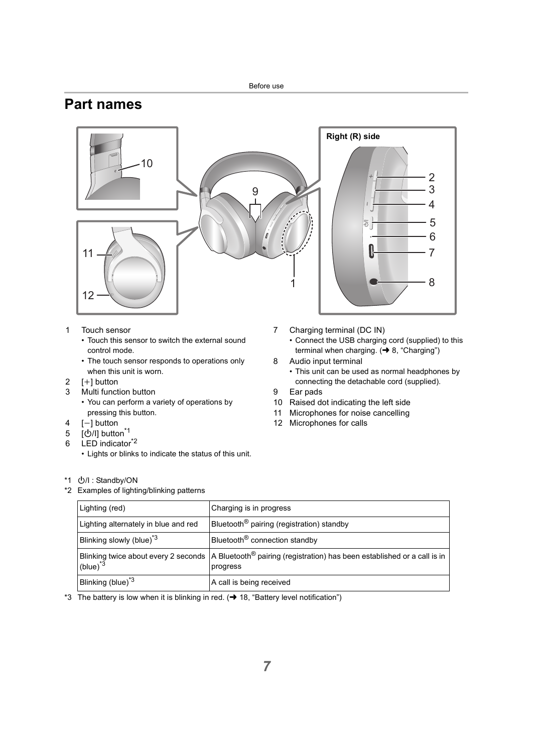# Part names

Right (R) side

1. Touch sensor
   - Touch this sensor to switch the external sound control mode.
   - The touch sensor responds to operations only when this unit is worn.
2. [+] button
3. Multi function button
   - You can perform a variety of operations by pressing this button.
4. [−] button
5. [⏻/I] button[*1]
6. LED indicator[*2]
   - Lights or blinks to indicate the status of this unit.
7. Charging terminal (DC IN)
   - Connect the USB charging cord (supplied) to this terminal when charging. (➜ 8, "Charging")
8. Audio input terminal
   - This unit can be used as normal headphones by connecting the detachable cord (supplied).
9. Ear pads
10. Raised dot indicating the left side
11. Microphones for noise cancelling
12. Microphones for calls

*1 ⏻/I : Standby/ON

*2 Examples of lighting/blinking patterns

| Lighting (red) | Charging is in progress |
|---|---|
| Lighting alternately in blue and red | Bluetooth® pairing (registration) standby |
| Blinking slowly (blue)[*3] | Bluetooth® connection standby |
| Blinking twice about every 2 seconds (blue)[*3] | A Bluetooth® pairing (registration) has been established or a call is in progress |
| Blinking (blue)[*3] | A call is being received |

*3 The battery is low when it is blinking in red. (➜ 18, "Battery level notification")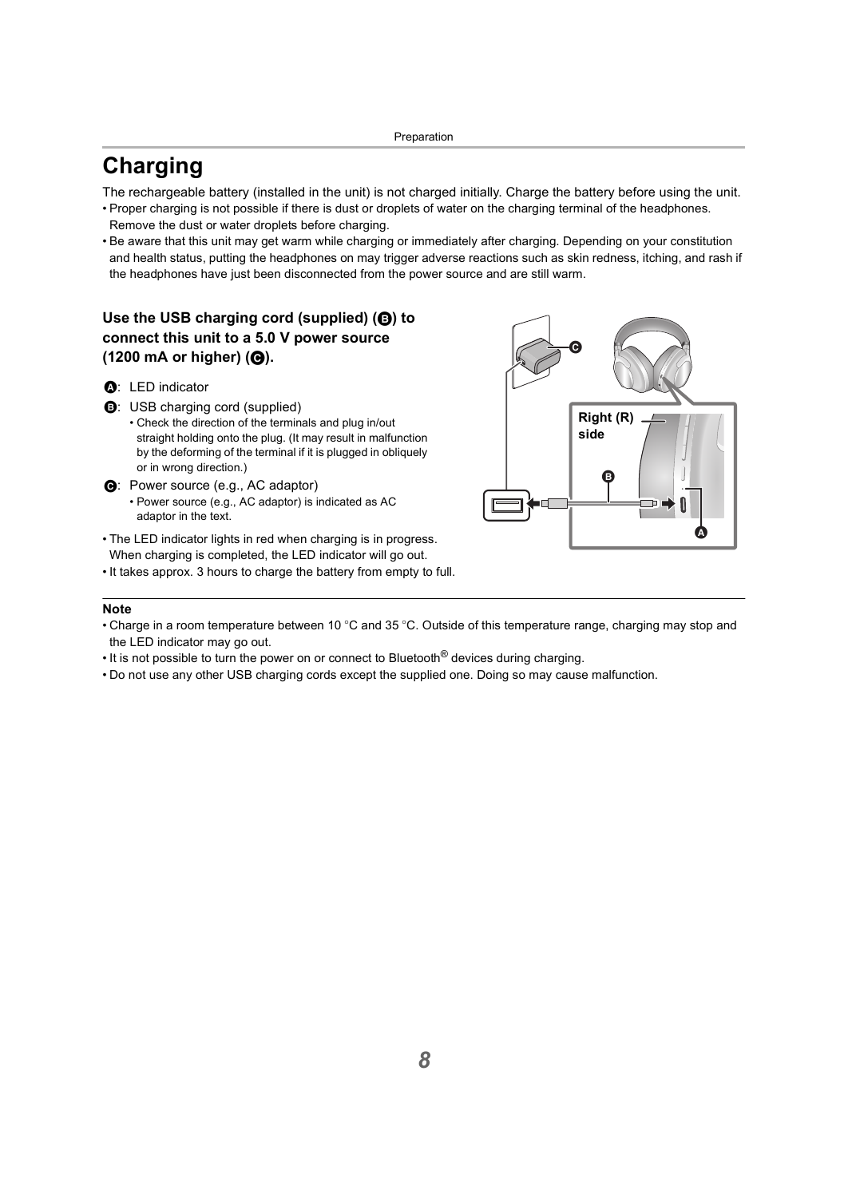# Charging

The rechargeable battery (installed in the unit) is not charged initially. Charge the battery before using the unit.

- Proper charging is not possible if there is dust or droplets of water on the charging terminal of the headphones. Remove the dust or water droplets before charging.
- Be aware that this unit may get warm while charging or immediately after charging. Depending on your constitution and health status, putting the headphones on may trigger adverse reactions such as skin redness, itching, and rash if the headphones have just been disconnected from the power source and are still warm.

### Use the USB charging cord (supplied) (B) to connect this unit to a 5.0 V power source (1200 mA or higher) (C).

A: LED indicator

B: USB charging cord (supplied)
- Check the direction of the terminals and plug in/out straight holding onto the plug. (It may result in malfunction by the deforming of the terminal if it is plugged in obliquely or in wrong direction.)

C: Power source (e.g., AC adaptor)
- Power source (e.g., AC adaptor) is indicated as AC adaptor in the text.

- The LED indicator lights in red when charging is in progress. When charging is completed, the LED indicator will go out.
- It takes approx. 3 hours to charge the battery from empty to full.

**Note**

- Charge in a room temperature between 10 °C and 35 °C. Outside of this temperature range, charging may stop and the LED indicator may go out.
- It is not possible to turn the power on or connect to Bluetooth® devices during charging.
- Do not use any other USB charging cords except the supplied one. Doing so may cause malfunction.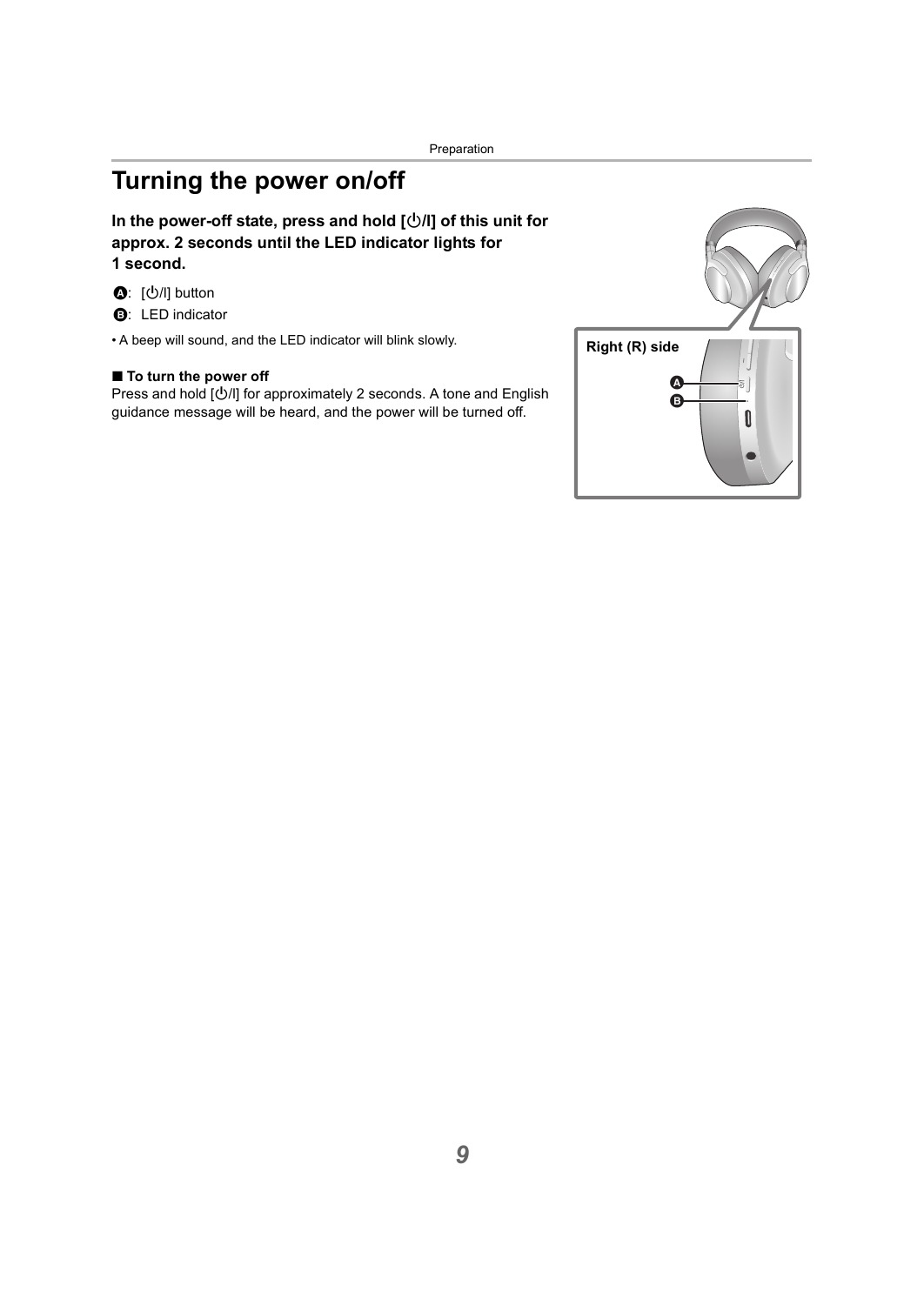# Turning the power on/off

**In the power-off state, press and hold [⏻/I] of this unit for approx. 2 seconds until the LED indicator lights for 1 second.**

Ⓐ: [⏻/I] button

Ⓑ: LED indicator

• A beep will sound, and the LED indicator will blink slowly.

**■ To turn the power off**

Press and hold [⏻/I] for approximately 2 seconds. A tone and English guidance message will be heard, and the power will be turned off.

Right (R) side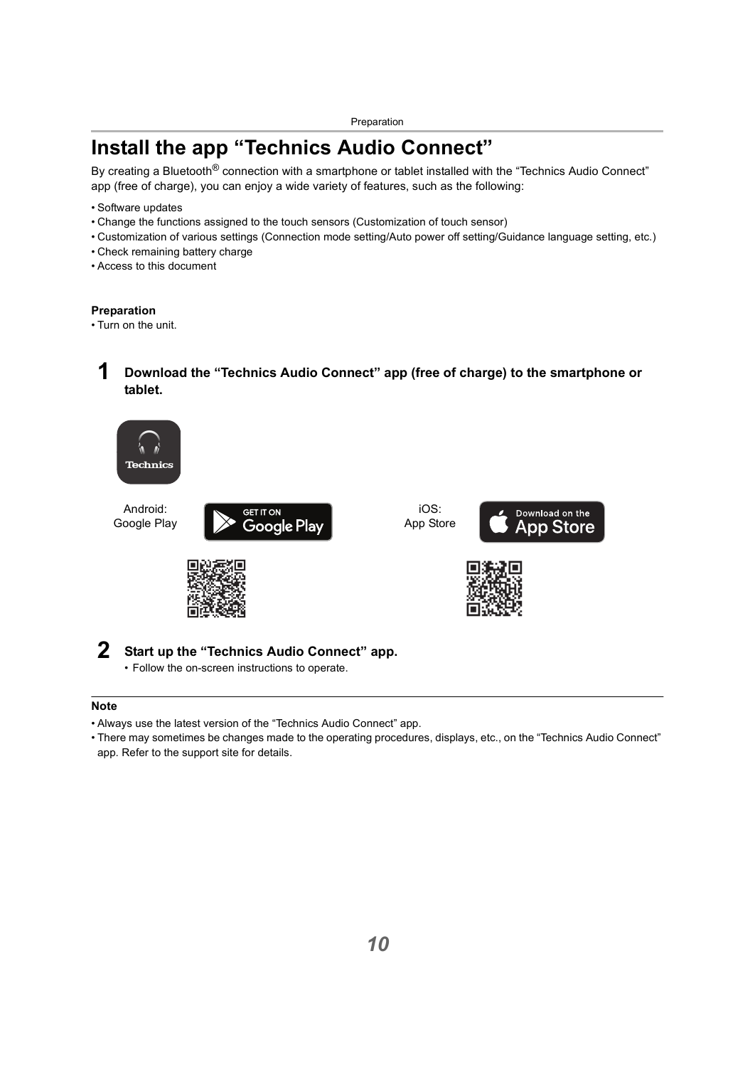# Install the app “Technics Audio Connect”

By creating a Bluetooth® connection with a smartphone or tablet installed with the “Technics Audio Connect” app (free of charge), you can enjoy a wide variety of features, such as the following:

- Software updates
- Change the functions assigned to the touch sensors (Customization of touch sensor)
- Customization of various settings (Connection mode setting/Auto power off setting/Guidance language setting, etc.)
- Check remaining battery charge
- Access to this document

**Preparation**

- Turn on the unit.

**1 Download the “Technics Audio Connect” app (free of charge) to the smartphone or tablet.**

Android: Google Play

iOS: App Store

**2 Start up the “Technics Audio Connect” app.**

- Follow the on-screen instructions to operate.

**Note**

- Always use the latest version of the “Technics Audio Connect” app.
- There may sometimes be changes made to the operating procedures, displays, etc., on the “Technics Audio Connect” app. Refer to the support site for details.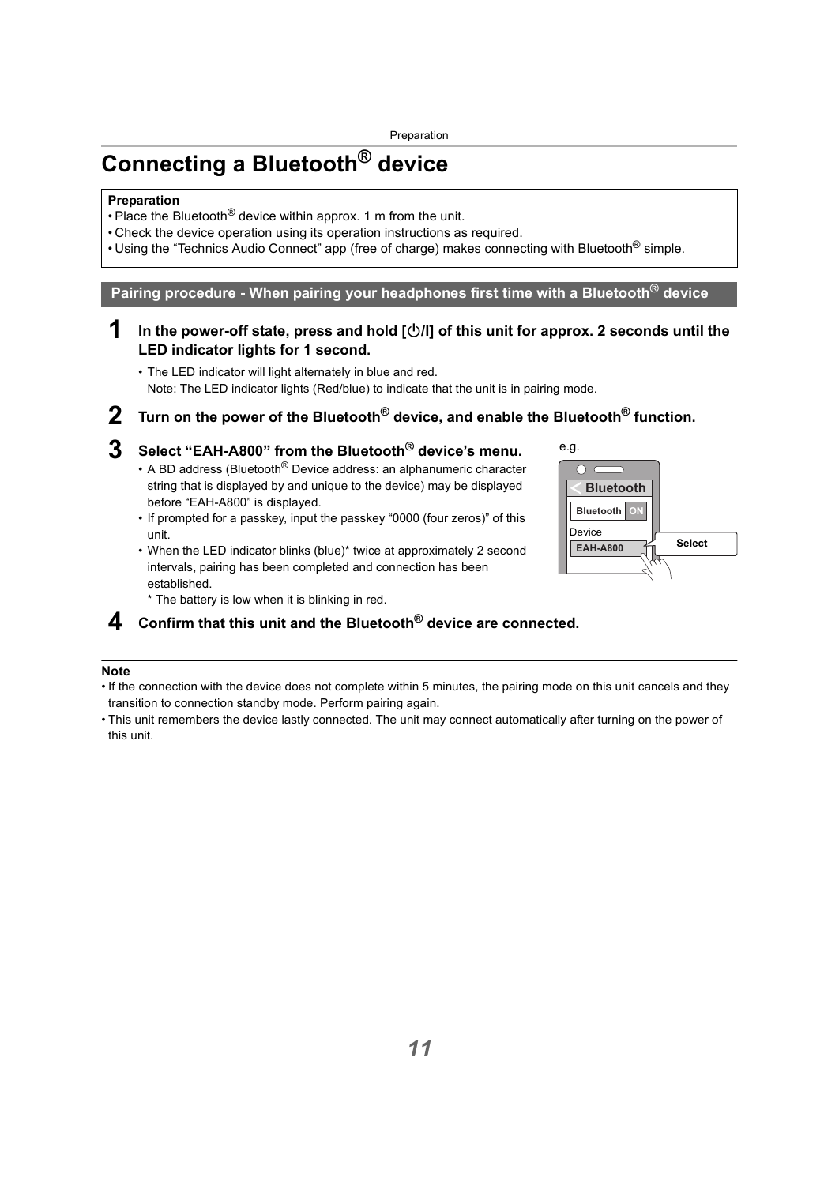# Connecting a Bluetooth® device

**Preparation**
- Place the Bluetooth® device within approx. 1 m from the unit.
- Check the device operation using its operation instructions as required.
- Using the “Technics Audio Connect” app (free of charge) makes connecting with Bluetooth® simple.

## Pairing procedure - When pairing your headphones first time with a Bluetooth® device

**1 In the power-off state, press and hold [⏻/I] of this unit for approx. 2 seconds until the LED indicator lights for 1 second.**

- The LED indicator will light alternately in blue and red.
  Note: The LED indicator lights (Red/blue) to indicate that the unit is in pairing mode.

**2 Turn on the power of the Bluetooth® device, and enable the Bluetooth® function.**

**3 Select “EAH-A800” from the Bluetooth® device’s menu.**

- A BD address (Bluetooth® Device address: an alphanumeric character string that is displayed by and unique to the device) may be displayed before “EAH-A800” is displayed.
- If prompted for a passkey, input the passkey “0000 (four zeros)” of this unit.
- When the LED indicator blinks (blue)* twice at approximately 2 second intervals, pairing has been completed and connection has been established.
  * The battery is low when it is blinking in red.

e.g.

Bluetooth
Bluetooth ON
Device
EAH-A800
Select

**4 Confirm that this unit and the Bluetooth® device are connected.**

**Note**
- If the connection with the device does not complete within 5 minutes, the pairing mode on this unit cancels and they transition to connection standby mode. Perform pairing again.
- This unit remembers the device lastly connected. The unit may connect automatically after turning on the power of this unit.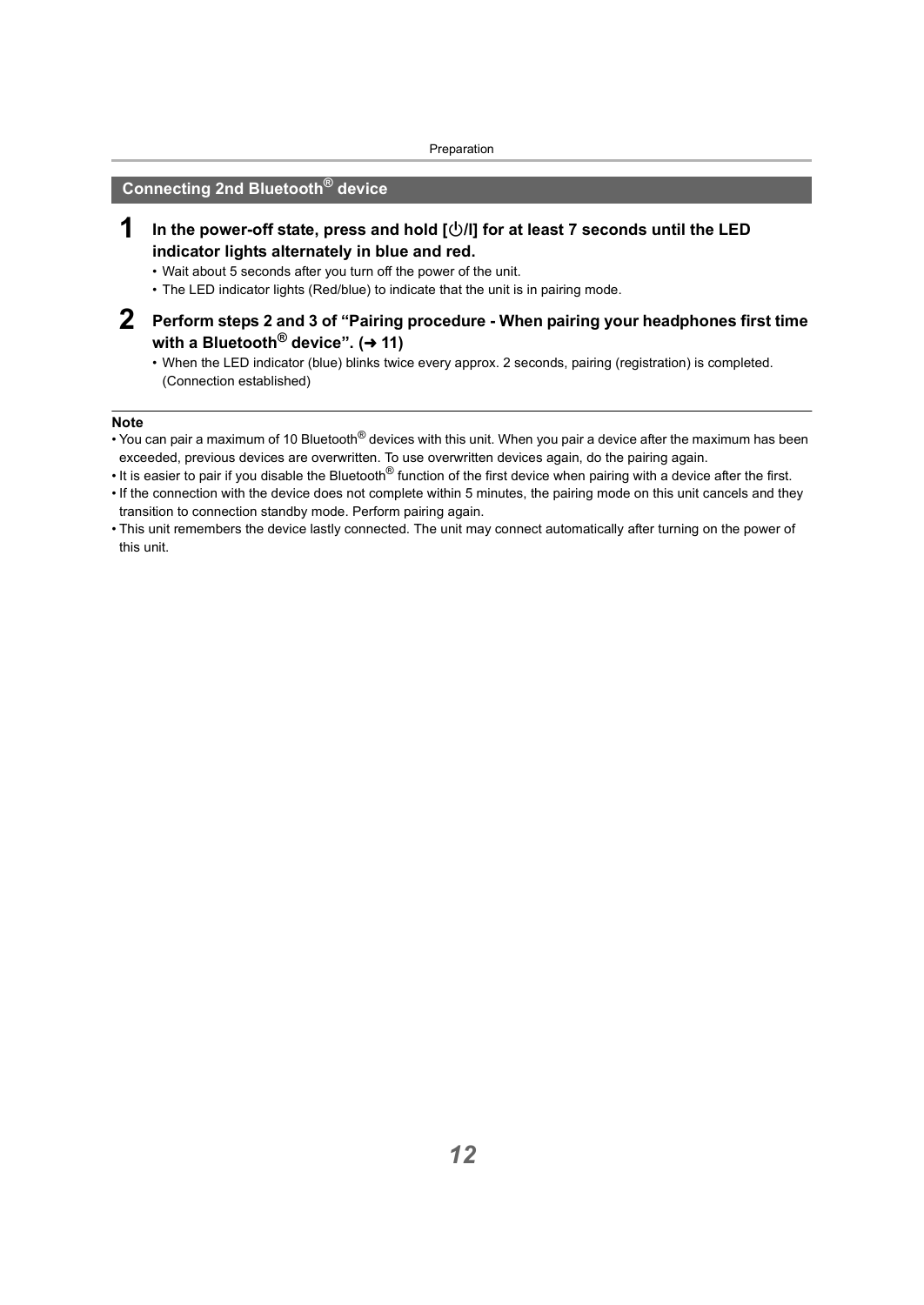## Connecting 2nd Bluetooth® device

**1 In the power-off state, press and hold [⏻/I] for at least 7 seconds until the LED indicator lights alternately in blue and red.**

- Wait about 5 seconds after you turn off the power of the unit.
- The LED indicator lights (Red/blue) to indicate that the unit is in pairing mode.

**2 Perform steps 2 and 3 of “Pairing procedure - When pairing your headphones first time with a Bluetooth® device”. (➜ 11)**

- When the LED indicator (blue) blinks twice every approx. 2 seconds, pairing (registration) is completed. (Connection established)

**Note**

- You can pair a maximum of 10 Bluetooth® devices with this unit. When you pair a device after the maximum has been exceeded, previous devices are overwritten. To use overwritten devices again, do the pairing again.
- It is easier to pair if you disable the Bluetooth® function of the first device when pairing with a device after the first.
- If the connection with the device does not complete within 5 minutes, the pairing mode on this unit cancels and they transition to connection standby mode. Perform pairing again.
- This unit remembers the device lastly connected. The unit may connect automatically after turning on the power of this unit.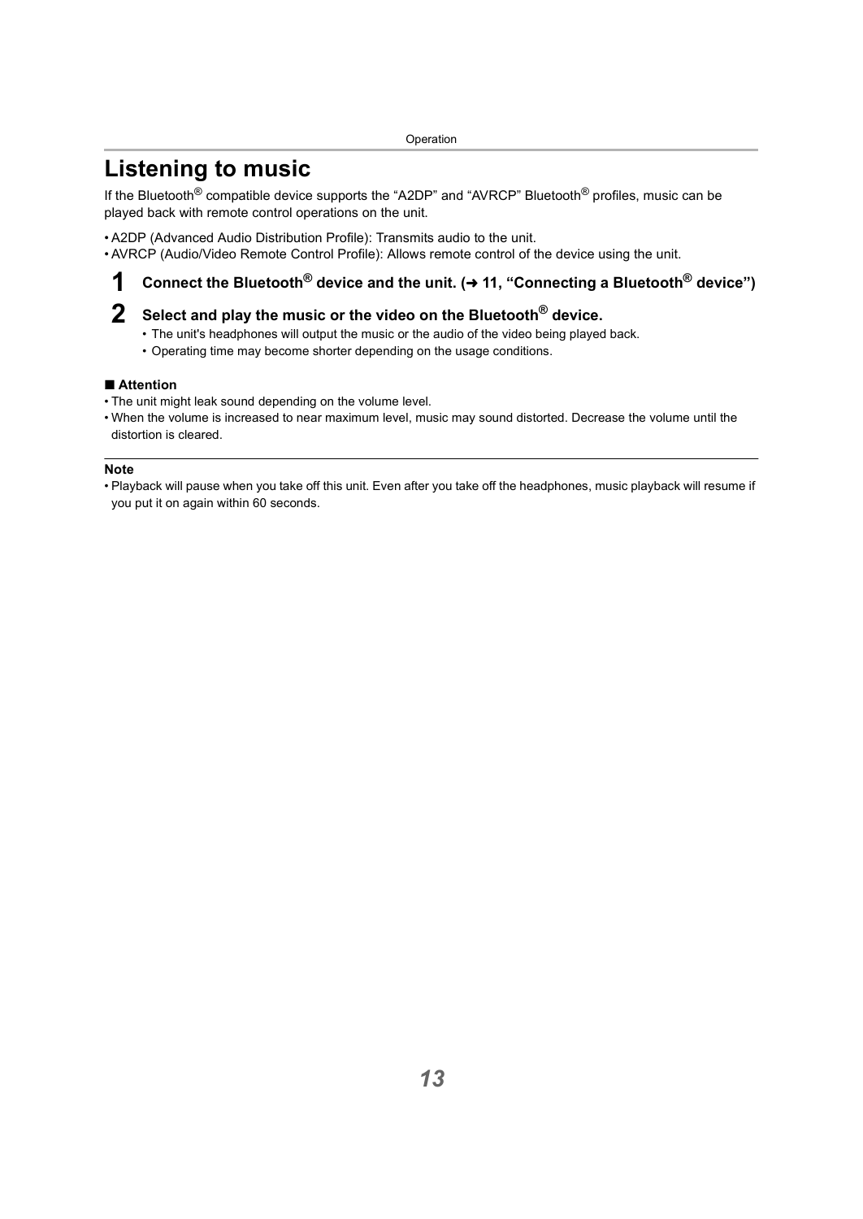# Listening to music

If the Bluetooth® compatible device supports the "A2DP" and "AVRCP" Bluetooth® profiles, music can be played back with remote control operations on the unit.

- A2DP (Advanced Audio Distribution Profile): Transmits audio to the unit.
- AVRCP (Audio/Video Remote Control Profile): Allows remote control of the device using the unit.

**1 Connect the Bluetooth® device and the unit. (➜ 11, "Connecting a Bluetooth® device")**

**2 Select and play the music or the video on the Bluetooth® device.**

- The unit's headphones will output the music or the audio of the video being played back.
- Operating time may become shorter depending on the usage conditions.

**■ Attention**

- The unit might leak sound depending on the volume level.
- When the volume is increased to near maximum level, music may sound distorted. Decrease the volume until the distortion is cleared.

**Note**

- Playback will pause when you take off this unit. Even after you take off the headphones, music playback will resume if you put it on again within 60 seconds.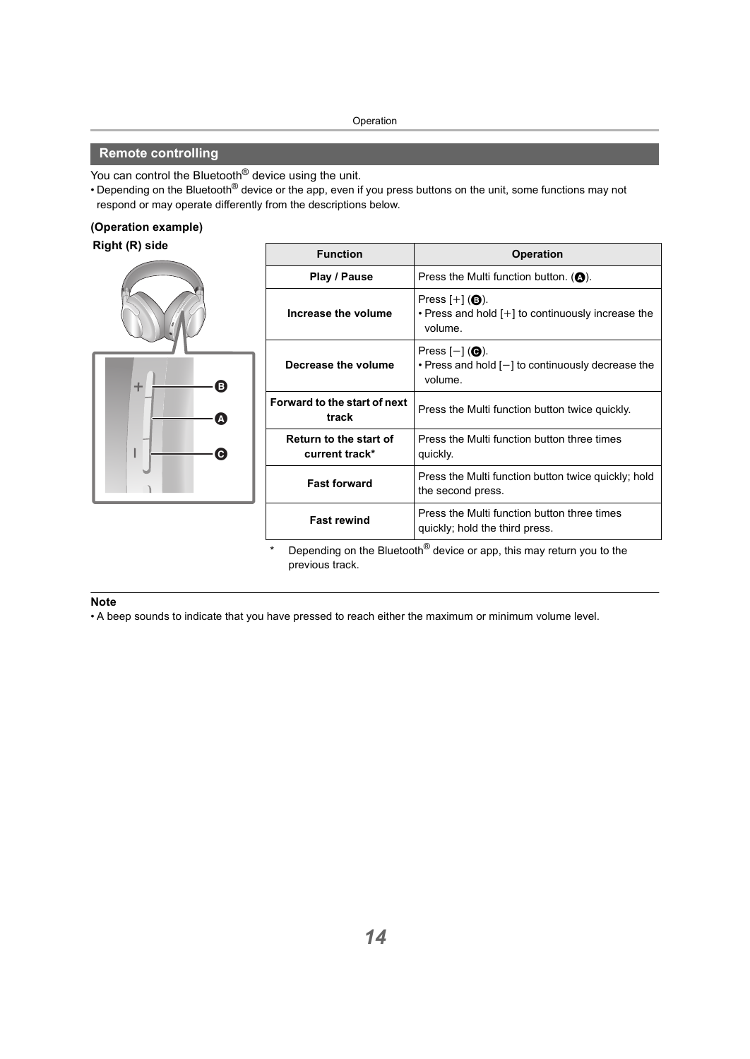## Remote controlling

You can control the Bluetooth® device using the unit.

- Depending on the Bluetooth® device or the app, even if you press buttons on the unit, some functions may not respond or may operate differently from the descriptions below.

**(Operation example)**

**Right (R) side**

| Function | Operation |
|---|---|
| **Play / Pause** | Press the Multi function button. (A). |
| **Increase the volume** | Press [+] (B).<br>• Press and hold [+] to continuously increase the volume. |
| **Decrease the volume** | Press [−] (C).<br>• Press and hold [−] to continuously decrease the volume. |
| **Forward to the start of next track** | Press the Multi function button twice quickly. |
| **Return to the start of current track*** | Press the Multi function button three times quickly. |
| **Fast forward** | Press the Multi function button twice quickly; hold the second press. |
| **Fast rewind** | Press the Multi function button three times quickly; hold the third press. |

\* Depending on the Bluetooth® device or app, this may return you to the previous track.

**Note**

- A beep sounds to indicate that you have pressed to reach either the maximum or minimum volume level.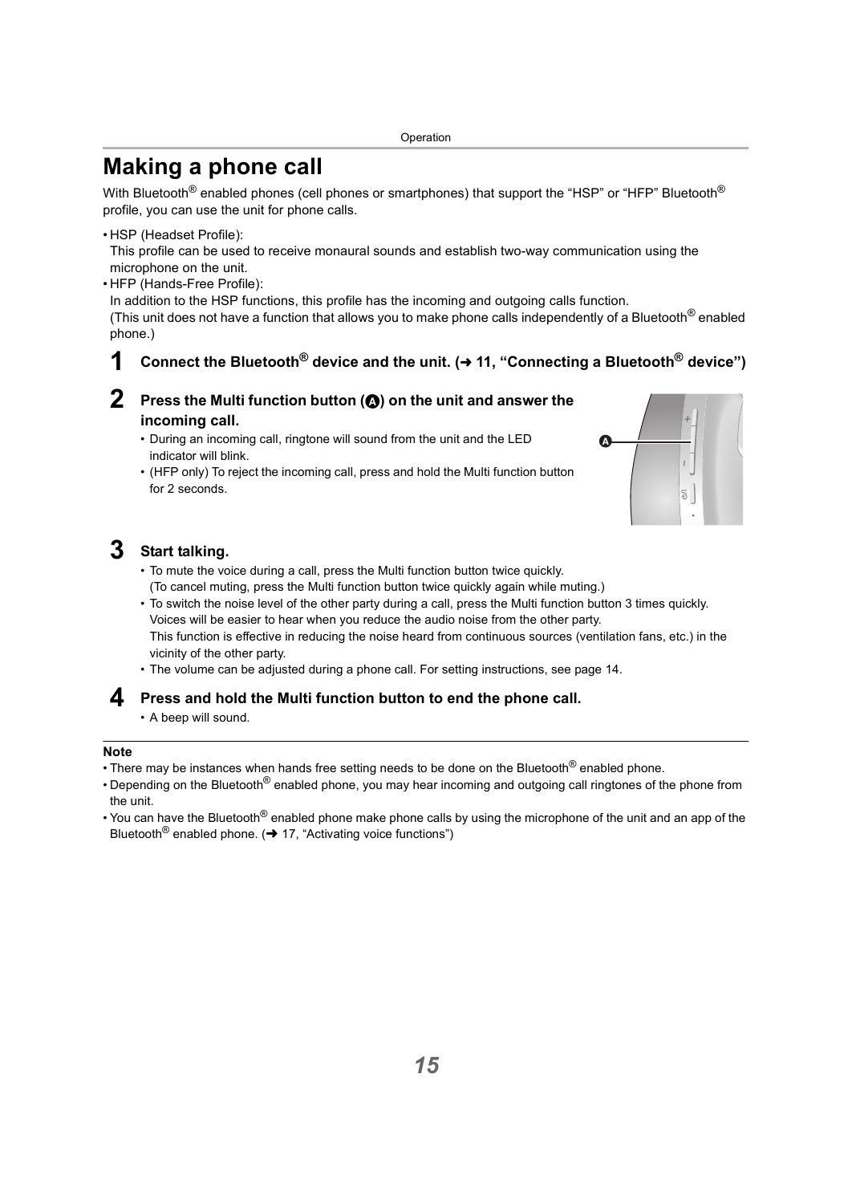# Making a phone call

With Bluetooth® enabled phones (cell phones or smartphones) that support the "HSP" or "HFP" Bluetooth® profile, you can use the unit for phone calls.

- HSP (Headset Profile):
  This profile can be used to receive monaural sounds and establish two-way communication using the microphone on the unit.
- HFP (Hands-Free Profile):
  In addition to the HSP functions, this profile has the incoming and outgoing calls function.
  (This unit does not have a function that allows you to make phone calls independently of a Bluetooth® enabled phone.)

**1 Connect the Bluetooth® device and the unit. (➜ 11, "Connecting a Bluetooth® device")**

**2 Press the Multi function button (A) on the unit and answer the incoming call.**

- During an incoming call, ringtone will sound from the unit and the LED indicator will blink.
- (HFP only) To reject the incoming call, press and hold the Multi function button for 2 seconds.

**3 Start talking.**

- To mute the voice during a call, press the Multi function button twice quickly.
  (To cancel muting, press the Multi function button twice quickly again while muting.)
- To switch the noise level of the other party during a call, press the Multi function button 3 times quickly.
  Voices will be easier to hear when you reduce the audio noise from the other party.
  This function is effective in reducing the noise heard from continuous sources (ventilation fans, etc.) in the vicinity of the other party.
- The volume can be adjusted during a phone call. For setting instructions, see page 14.

**4 Press and hold the Multi function button to end the phone call.**

- A beep will sound.

**Note**

- There may be instances when hands free setting needs to be done on the Bluetooth® enabled phone.
- Depending on the Bluetooth® enabled phone, you may hear incoming and outgoing call ringtones of the phone from the unit.
- You can have the Bluetooth® enabled phone make phone calls by using the microphone of the unit and an app of the Bluetooth® enabled phone. (➜ 17, "Activating voice functions")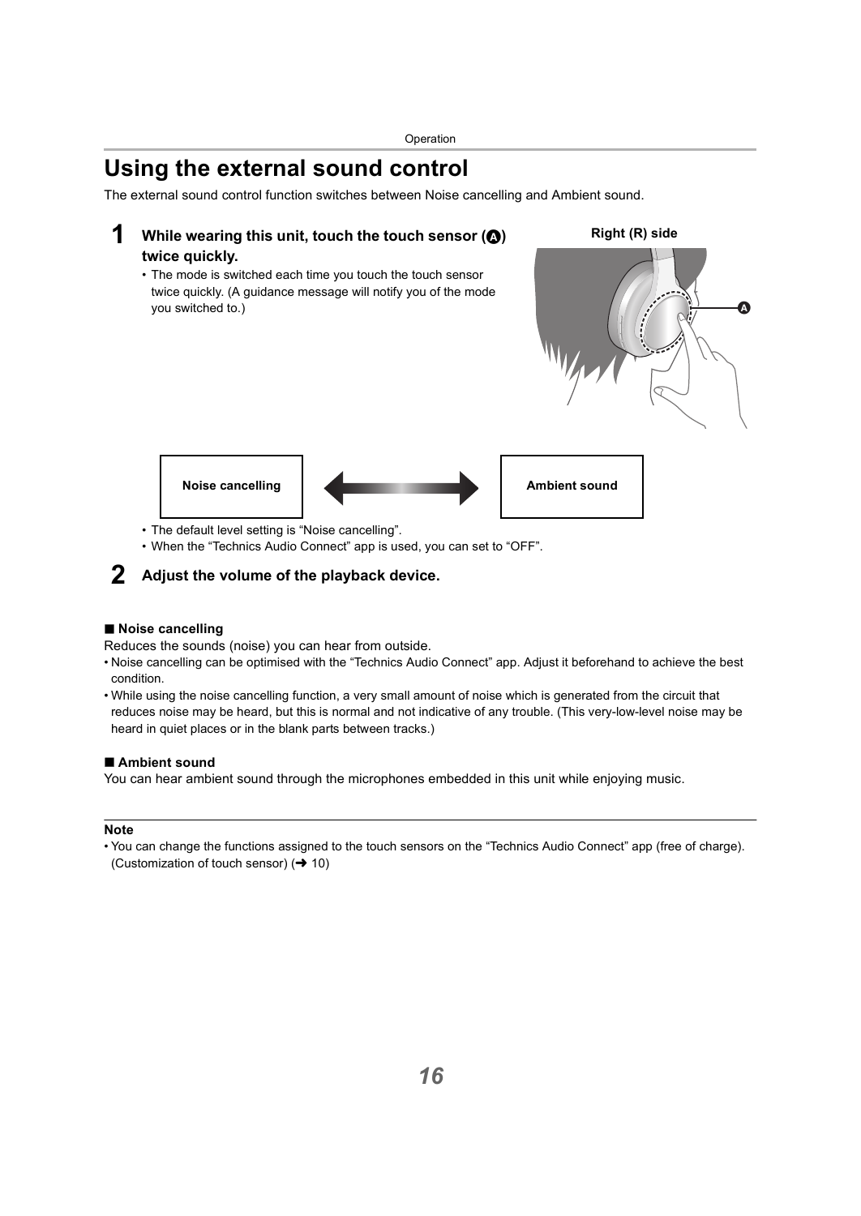# Using the external sound control

The external sound control function switches between Noise cancelling and Ambient sound.

**1 While wearing this unit, touch the touch sensor (A) twice quickly.**

- The mode is switched each time you touch the touch sensor twice quickly. (A guidance message will notify you of the mode you switched to.)

Right (R) side

A

Noise cancelling ⟷ Ambient sound

- The default level setting is “Noise cancelling”.
- When the “Technics Audio Connect” app is used, you can set to “OFF”.

**2 Adjust the volume of the playback device.**

### ■ Noise cancelling

Reduces the sounds (noise) you can hear from outside.

- Noise cancelling can be optimised with the “Technics Audio Connect” app. Adjust it beforehand to achieve the best condition.
- While using the noise cancelling function, a very small amount of noise which is generated from the circuit that reduces noise may be heard, but this is normal and not indicative of any trouble. (This very-low-level noise may be heard in quiet places or in the blank parts between tracks.)

### ■ Ambient sound

You can hear ambient sound through the microphones embedded in this unit while enjoying music.

**Note**

- You can change the functions assigned to the touch sensors on the “Technics Audio Connect” app (free of charge). (Customization of touch sensor) (➜ 10)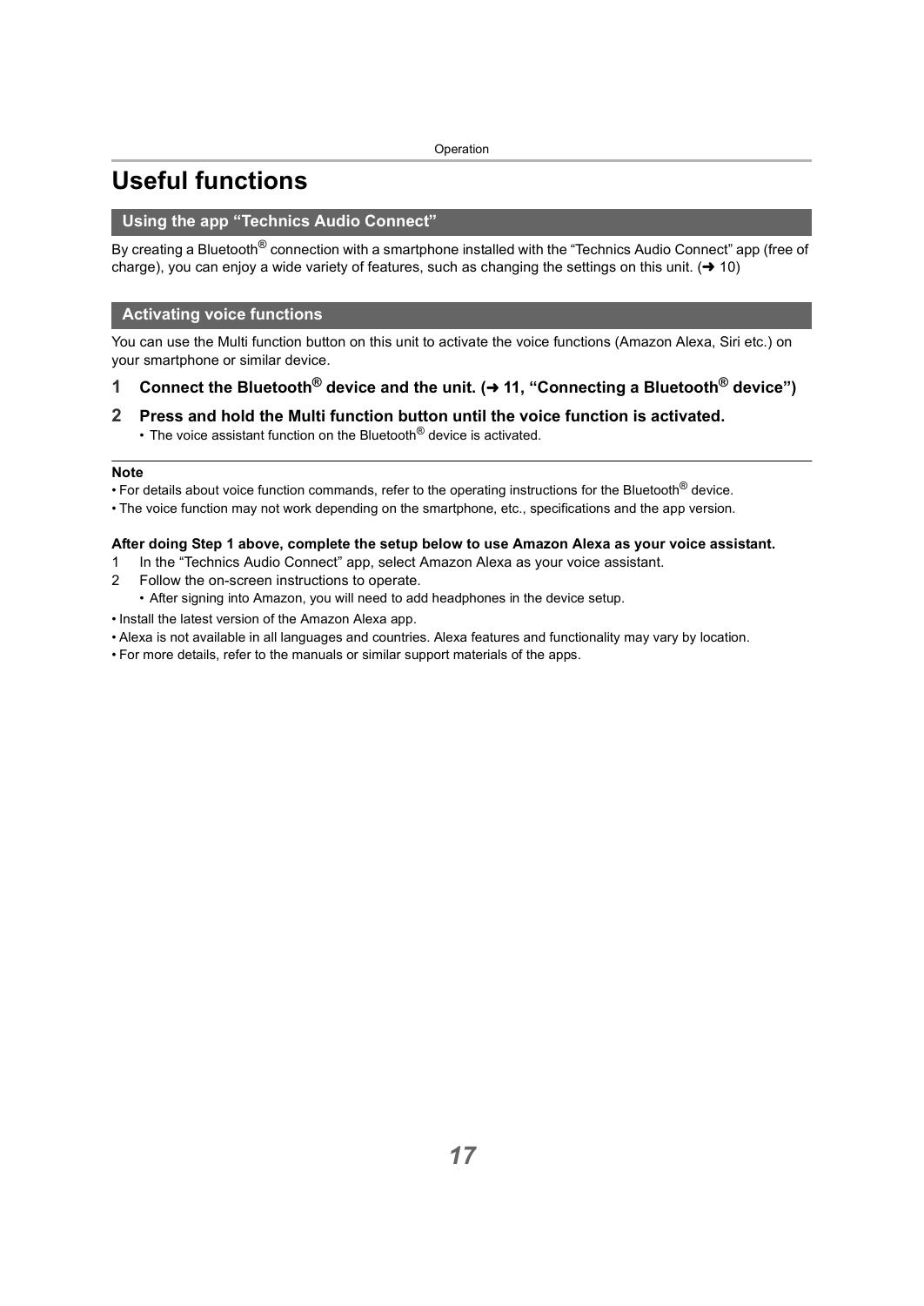# Useful functions

## Using the app “Technics Audio Connect”

By creating a Bluetooth® connection with a smartphone installed with the “Technics Audio Connect” app (free of charge), you can enjoy a wide variety of features, such as changing the settings on this unit. (➜ 10)

## Activating voice functions

You can use the Multi function button on this unit to activate the voice functions (Amazon Alexa, Siri etc.) on your smartphone or similar device.

1. **Connect the Bluetooth® device and the unit. (➜ 11, “Connecting a Bluetooth® device”)**
2. **Press and hold the Multi function button until the voice function is activated.**
   - The voice assistant function on the Bluetooth® device is activated.

---

**Note**

- For details about voice function commands, refer to the operating instructions for the Bluetooth® device.
- The voice function may not work depending on the smartphone, etc., specifications and the app version.

**After doing Step 1 above, complete the setup below to use Amazon Alexa as your voice assistant.**

1. In the “Technics Audio Connect” app, select Amazon Alexa as your voice assistant.
2. Follow the on-screen instructions to operate.
   - After signing into Amazon, you will need to add headphones in the device setup.

- Install the latest version of the Amazon Alexa app.
- Alexa is not available in all languages and countries. Alexa features and functionality may vary by location.
- For more details, refer to the manuals or similar support materials of the apps.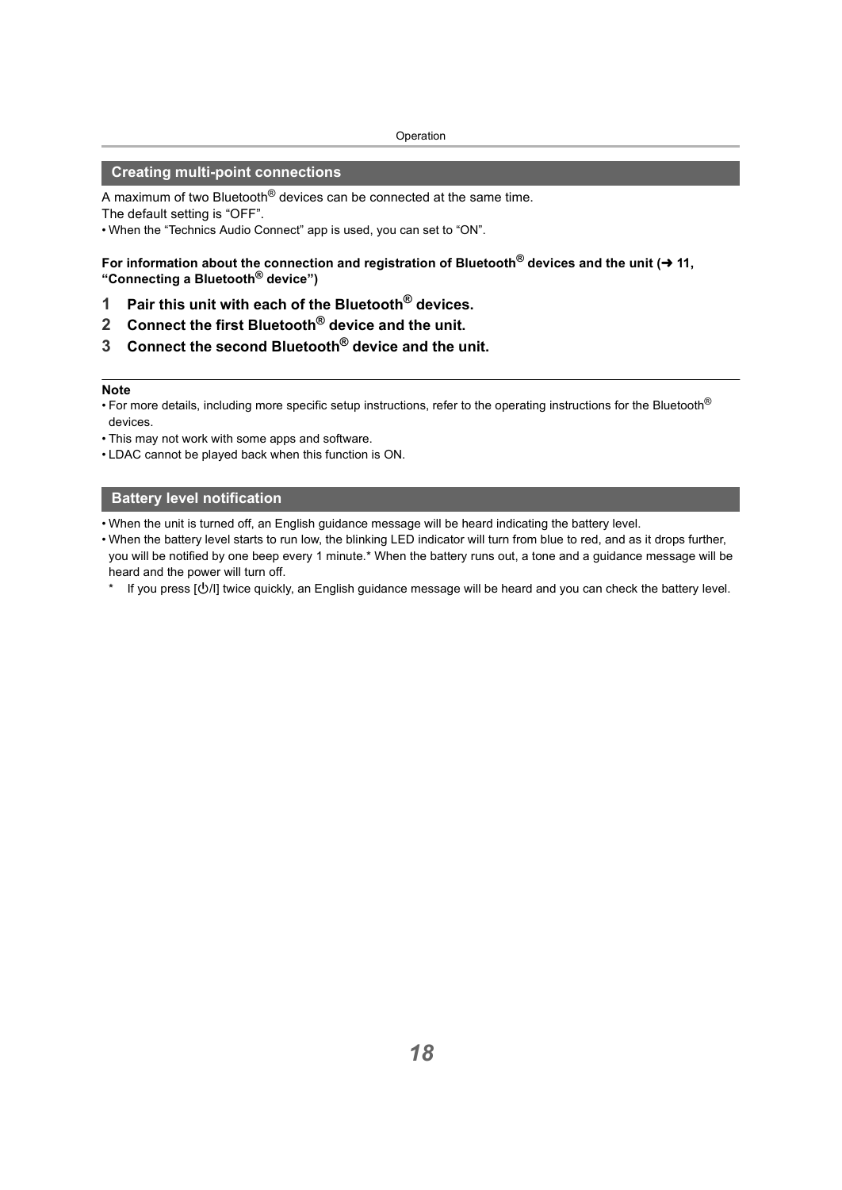## Creating multi-point connections

A maximum of two Bluetooth® devices can be connected at the same time.
The default setting is "OFF".

- When the "Technics Audio Connect" app is used, you can set to "ON".

**For information about the connection and registration of Bluetooth® devices and the unit (➜ 11, "Connecting a Bluetooth® device")**

1. **Pair this unit with each of the Bluetooth® devices.**
2. **Connect the first Bluetooth® device and the unit.**
3. **Connect the second Bluetooth® device and the unit.**

---

**Note**

- For more details, including more specific setup instructions, refer to the operating instructions for the Bluetooth® devices.
- This may not work with some apps and software.
- LDAC cannot be played back when this function is ON.

## Battery level notification

- When the unit is turned off, an English guidance message will be heard indicating the battery level.
- When the battery level starts to run low, the blinking LED indicator will turn from blue to red, and as it drops further, you will be notified by one beep every 1 minute.* When the battery runs out, a tone and a guidance message will be heard and the power will turn off.

\* If you press [⏻/I] twice quickly, an English guidance message will be heard and you can check the battery level.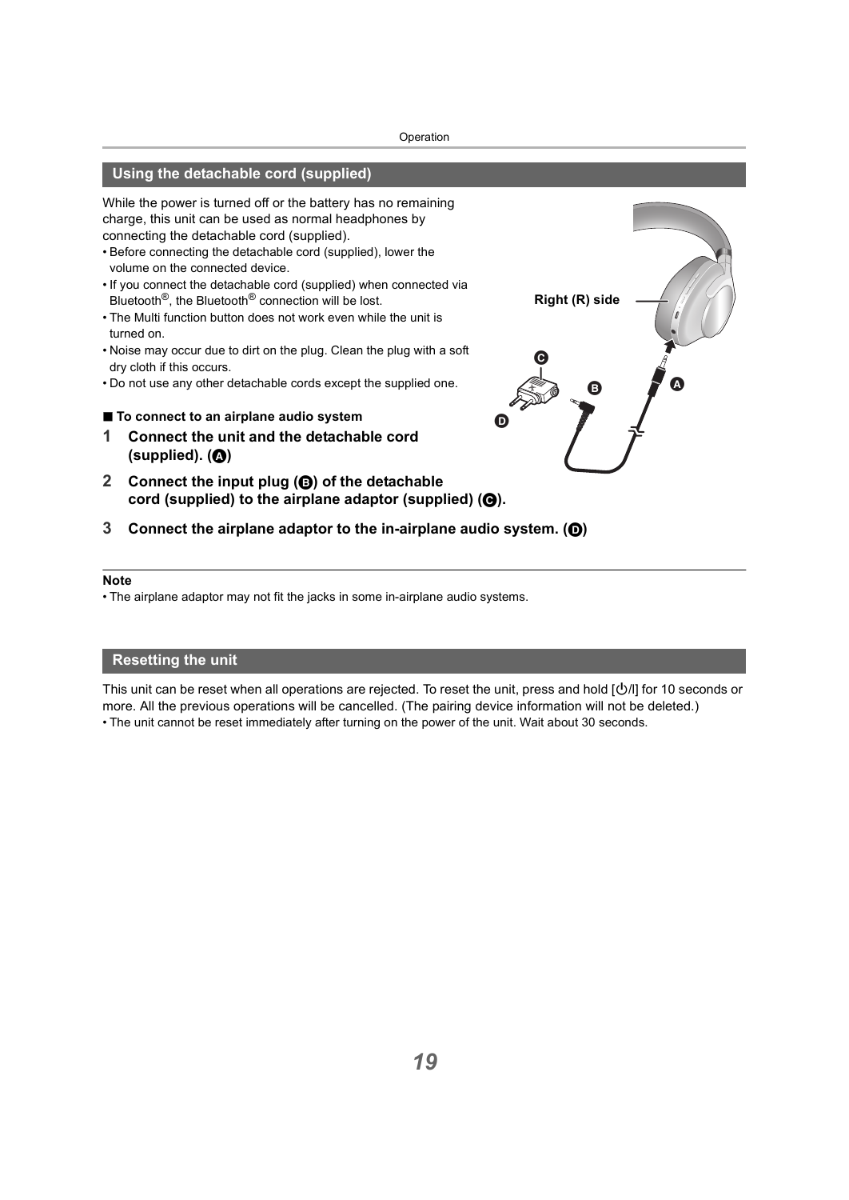## Using the detachable cord (supplied)

While the power is turned off or the battery has no remaining charge, this unit can be used as normal headphones by connecting the detachable cord (supplied).

- Before connecting the detachable cord (supplied), lower the volume on the connected device.
- If you connect the detachable cord (supplied) when connected via Bluetooth®, the Bluetooth® connection will be lost.
- The Multi function button does not work even while the unit is turned on.
- Noise may occur due to dirt on the plug. Clean the plug with a soft dry cloth if this occurs.
- Do not use any other detachable cords except the supplied one.

Right (R) side

■ **To connect to an airplane audio system**

**1 Connect the unit and the detachable cord (supplied). (A)**

**2 Connect the input plug (B) of the detachable cord (supplied) to the airplane adaptor (supplied) (C).**

**3 Connect the airplane adaptor to the in-airplane audio system. (D)**

**Note**

- The airplane adaptor may not fit the jacks in some in-airplane audio systems.

## Resetting the unit

This unit can be reset when all operations are rejected. To reset the unit, press and hold [⏻/I] for 10 seconds or more. All the previous operations will be cancelled. (The pairing device information will not be deleted.)

- The unit cannot be reset immediately after turning on the power of the unit. Wait about 30 seconds.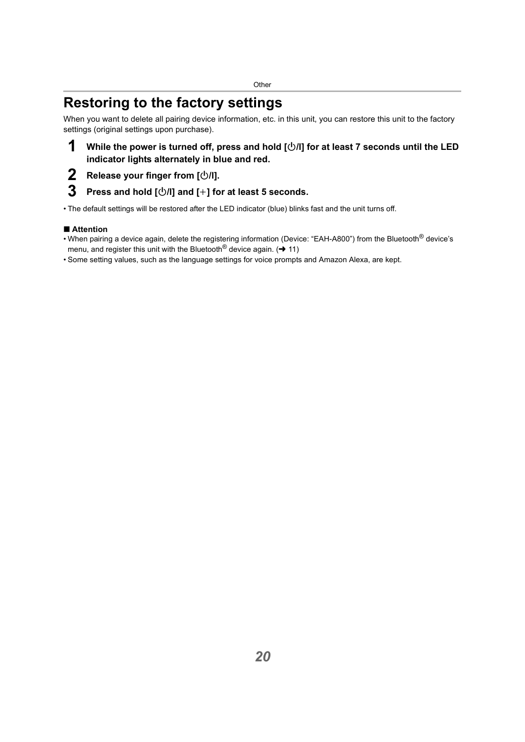# Restoring to the factory settings

When you want to delete all pairing device information, etc. in this unit, you can restore this unit to the factory settings (original settings upon purchase).

1. **While the power is turned off, press and hold [⏻/I] for at least 7 seconds until the LED indicator lights alternately in blue and red.**
2. **Release your finger from [⏻/I].**
3. **Press and hold [⏻/I] and [+] for at least 5 seconds.**

- The default settings will be restored after the LED indicator (blue) blinks fast and the unit turns off.

### ■ Attention

- When pairing a device again, delete the registering information (Device: "EAH-A800") from the Bluetooth® device's menu, and register this unit with the Bluetooth® device again. (➜ 11)
- Some setting values, such as the language settings for voice prompts and Amazon Alexa, are kept.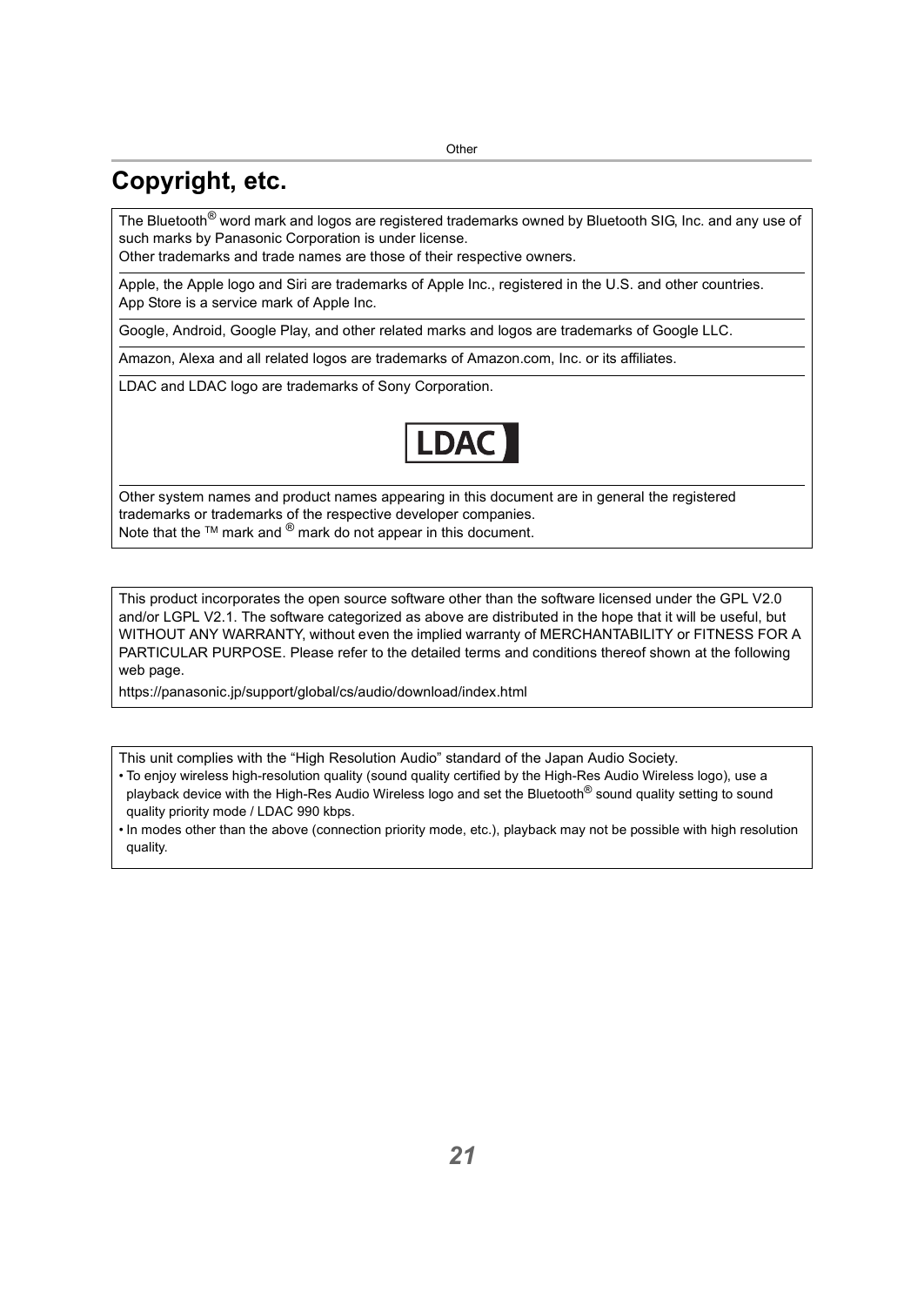# Copyright, etc.

The Bluetooth® word mark and logos are registered trademarks owned by Bluetooth SIG, Inc. and any use of such marks by Panasonic Corporation is under license.
Other trademarks and trade names are those of their respective owners.

Apple, the Apple logo and Siri are trademarks of Apple Inc., registered in the U.S. and other countries.
App Store is a service mark of Apple Inc.

Google, Android, Google Play, and other related marks and logos are trademarks of Google LLC.

Amazon, Alexa and all related logos are trademarks of Amazon.com, Inc. or its affiliates.

LDAC and LDAC logo are trademarks of Sony Corporation.

LDAC

Other system names and product names appearing in this document are in general the registered trademarks or trademarks of the respective developer companies.
Note that the ™ mark and ® mark do not appear in this document.

This product incorporates the open source software other than the software licensed under the GPL V2.0 and/or LGPL V2.1. The software categorized as above are distributed in the hope that it will be useful, but WITHOUT ANY WARRANTY, without even the implied warranty of MERCHANTABILITY or FITNESS FOR A PARTICULAR PURPOSE. Please refer to the detailed terms and conditions thereof shown at the following web page.

https://panasonic.jp/support/global/cs/audio/download/index.html

This unit complies with the “High Resolution Audio” standard of the Japan Audio Society.

- To enjoy wireless high-resolution quality (sound quality certified by the High-Res Audio Wireless logo), use a playback device with the High-Res Audio Wireless logo and set the Bluetooth® sound quality setting to sound quality priority mode / LDAC 990 kbps.
- In modes other than the above (connection priority mode, etc.), playback may not be possible with high resolution quality.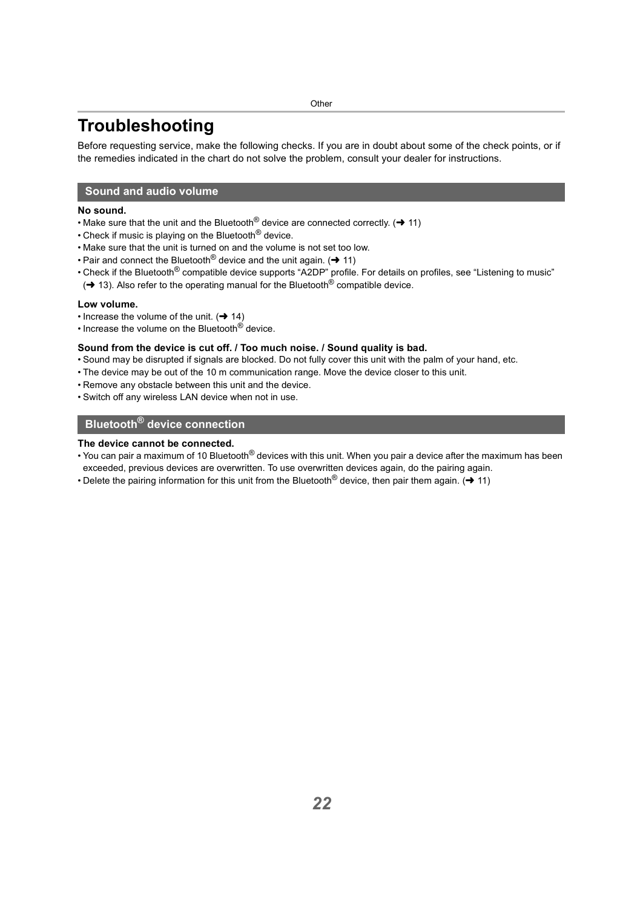# Troubleshooting

Before requesting service, make the following checks. If you are in doubt about some of the check points, or if the remedies indicated in the chart do not solve the problem, consult your dealer for instructions.

## Sound and audio volume

**No sound.**

- Make sure that the unit and the Bluetooth® device are connected correctly. (➜ 11)
- Check if music is playing on the Bluetooth® device.
- Make sure that the unit is turned on and the volume is not set too low.
- Pair and connect the Bluetooth® device and the unit again. (➜ 11)
- Check if the Bluetooth® compatible device supports "A2DP" profile. For details on profiles, see "Listening to music" (➜ 13). Also refer to the operating manual for the Bluetooth® compatible device.

**Low volume.**

- Increase the volume of the unit. (➜ 14)
- Increase the volume on the Bluetooth® device.

**Sound from the device is cut off. / Too much noise. / Sound quality is bad.**

- Sound may be disrupted if signals are blocked. Do not fully cover this unit with the palm of your hand, etc.
- The device may be out of the 10 m communication range. Move the device closer to this unit.
- Remove any obstacle between this unit and the device.
- Switch off any wireless LAN device when not in use.

## Bluetooth® device connection

**The device cannot be connected.**

- You can pair a maximum of 10 Bluetooth® devices with this unit. When you pair a device after the maximum has been exceeded, previous devices are overwritten. To use overwritten devices again, do the pairing again.
- Delete the pairing information for this unit from the Bluetooth® device, then pair them again. (➜ 11)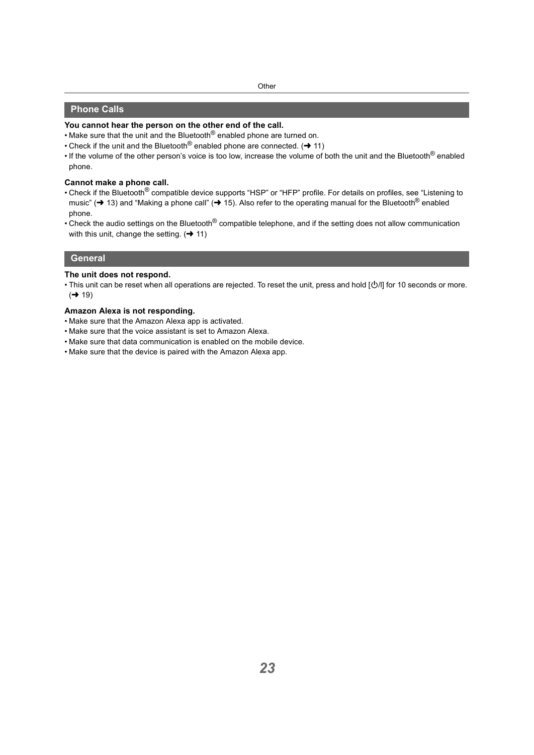## Phone Calls

**You cannot hear the person on the other end of the call.**

- Make sure that the unit and the Bluetooth® enabled phone are turned on.
- Check if the unit and the Bluetooth® enabled phone are connected. (➜ 11)
- If the volume of the other person's voice is too low, increase the volume of both the unit and the Bluetooth® enabled phone.

**Cannot make a phone call.**

- Check if the Bluetooth® compatible device supports "HSP" or "HFP" profile. For details on profiles, see "Listening to music" (➜ 13) and "Making a phone call" (➜ 15). Also refer to the operating manual for the Bluetooth® enabled phone.
- Check the audio settings on the Bluetooth® compatible telephone, and if the setting does not allow communication with this unit, change the setting. (➜ 11)

## General

**The unit does not respond.**

- This unit can be reset when all operations are rejected. To reset the unit, press and hold [⏻/I] for 10 seconds or more. (➜ 19)

**Amazon Alexa is not responding.**

- Make sure that the Amazon Alexa app is activated.
- Make sure that the voice assistant is set to Amazon Alexa.
- Make sure that data communication is enabled on the mobile device.
- Make sure that the device is paired with the Amazon Alexa app.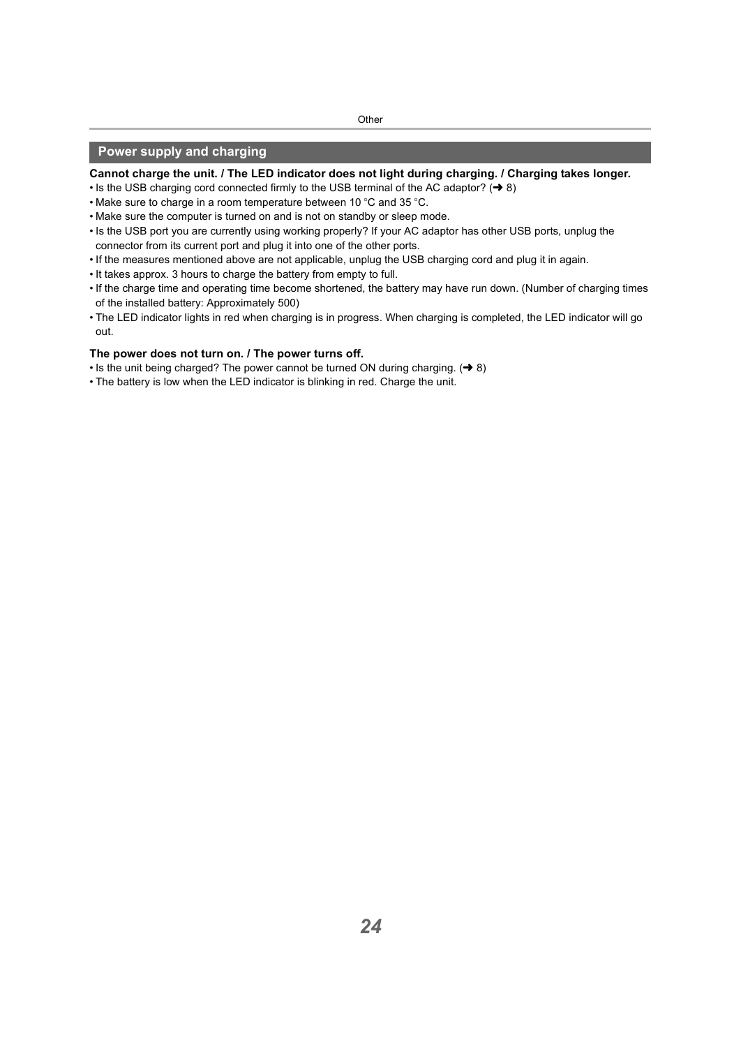## Power supply and charging

**Cannot charge the unit. / The LED indicator does not light during charging. / Charging takes longer.**

- Is the USB charging cord connected firmly to the USB terminal of the AC adaptor? (➜ 8)
- Make sure to charge in a room temperature between 10 °C and 35 °C.
- Make sure the computer is turned on and is not on standby or sleep mode.
- Is the USB port you are currently using working properly? If your AC adaptor has other USB ports, unplug the connector from its current port and plug it into one of the other ports.
- If the measures mentioned above are not applicable, unplug the USB charging cord and plug it in again.
- It takes approx. 3 hours to charge the battery from empty to full.
- If the charge time and operating time become shortened, the battery may have run down. (Number of charging times of the installed battery: Approximately 500)
- The LED indicator lights in red when charging is in progress. When charging is completed, the LED indicator will go out.

**The power does not turn on. / The power turns off.**

- Is the unit being charged? The power cannot be turned ON during charging. (➜ 8)
- The battery is low when the LED indicator is blinking in red. Charge the unit.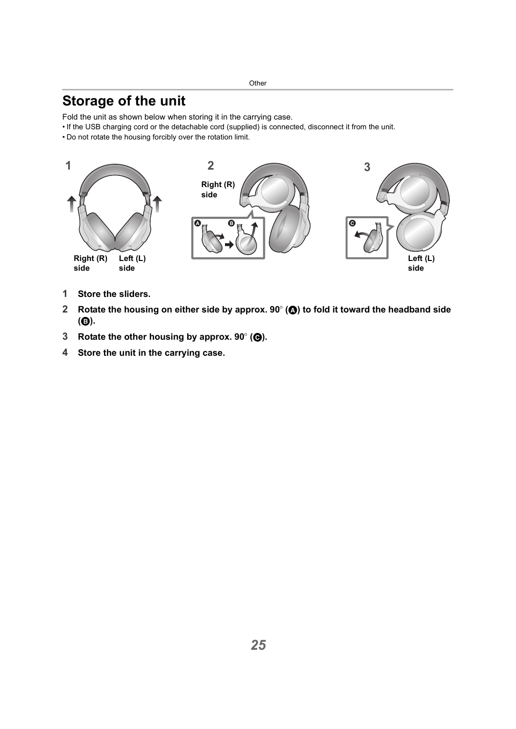# Storage of the unit

Fold the unit as shown below when storing it in the carrying case.

• If the USB charging cord or the detachable cord (supplied) is connected, disconnect it from the unit.

• Do not rotate the housing forcibly over the rotation limit.

1 Right (R) side Left (L) side

2 Right (R) side A B

3 C Left (L) side

1. **Store the sliders.**
2. **Rotate the housing on either side by approx. 90° (A) to fold it toward the headband side (B).**
3. **Rotate the other housing by approx. 90° (C).**
4. **Store the unit in the carrying case.**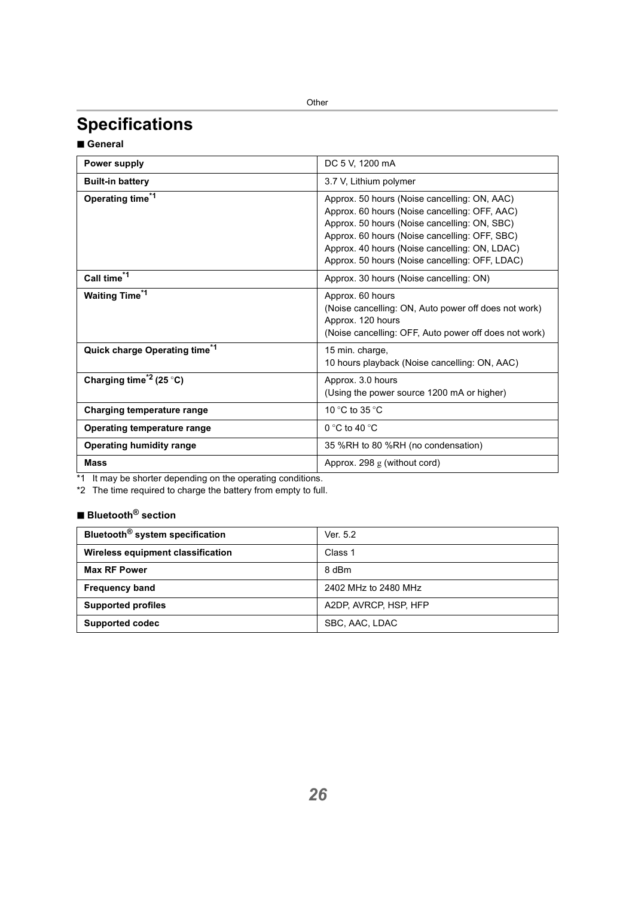# Specifications

## ■ General

| Power supply | DC 5 V, 1200 mA |
|---|---|
| **Built-in battery** | 3.7 V, Lithium polymer |
| **Operating time[*1]** | Approx. 50 hours (Noise cancelling: ON, AAC)<br>Approx. 60 hours (Noise cancelling: OFF, AAC)<br>Approx. 50 hours (Noise cancelling: ON, SBC)<br>Approx. 60 hours (Noise cancelling: OFF, SBC)<br>Approx. 40 hours (Noise cancelling: ON, LDAC)<br>Approx. 50 hours (Noise cancelling: OFF, LDAC) |
| **Call time[*1]** | Approx. 30 hours (Noise cancelling: ON) |
| **Waiting Time[*1]** | Approx. 60 hours<br>(Noise cancelling: ON, Auto power off does not work)<br>Approx. 120 hours<br>(Noise cancelling: OFF, Auto power off does not work) |
| **Quick charge Operating time[*1]** | 15 min. charge,<br>10 hours playback (Noise cancelling: ON, AAC) |
| **Charging time[*2] (25 °C)** | Approx. 3.0 hours<br>(Using the power source 1200 mA or higher) |
| **Charging temperature range** | 10 °C to 35 °C |
| **Operating temperature range** | 0 °C to 40 °C |
| **Operating humidity range** | 35 %RH to 80 %RH (no condensation) |
| **Mass** | Approx. 298 g (without cord) |

*1 It may be shorter depending on the operating conditions.
*2 The time required to charge the battery from empty to full.

## ■ Bluetooth® section

| Bluetooth® system specification | Ver. 5.2 |
|---|---|
| **Wireless equipment classification** | Class 1 |
| **Max RF Power** | 8 dBm |
| **Frequency band** | 2402 MHz to 2480 MHz |
| **Supported profiles** | A2DP, AVRCP, HSP, HFP |
| **Supported codec** | SBC, AAC, LDAC |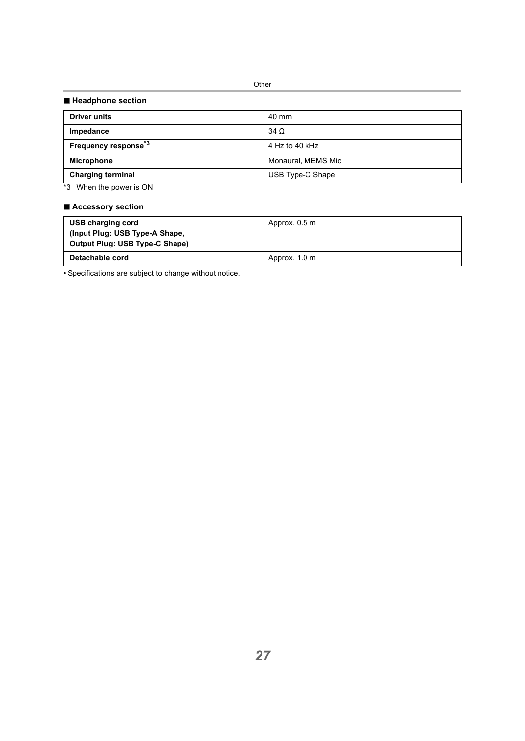## ■ Headphone section

| Driver units | 40 mm |
|---|---|
| Impedance | 34 Ω |
| Frequency response[*3] | 4 Hz to 40 kHz |
| Microphone | Monaural, MEMS Mic |
| Charging terminal | USB Type-C Shape |

*3 When the power is ON

## ■ Accessory section

| USB charging cord (Input Plug: USB Type-A Shape, Output Plug: USB Type-C Shape) | Approx. 0.5 m |
|---|---|
| Detachable cord | Approx. 1.0 m |

• Specifications are subject to change without notice.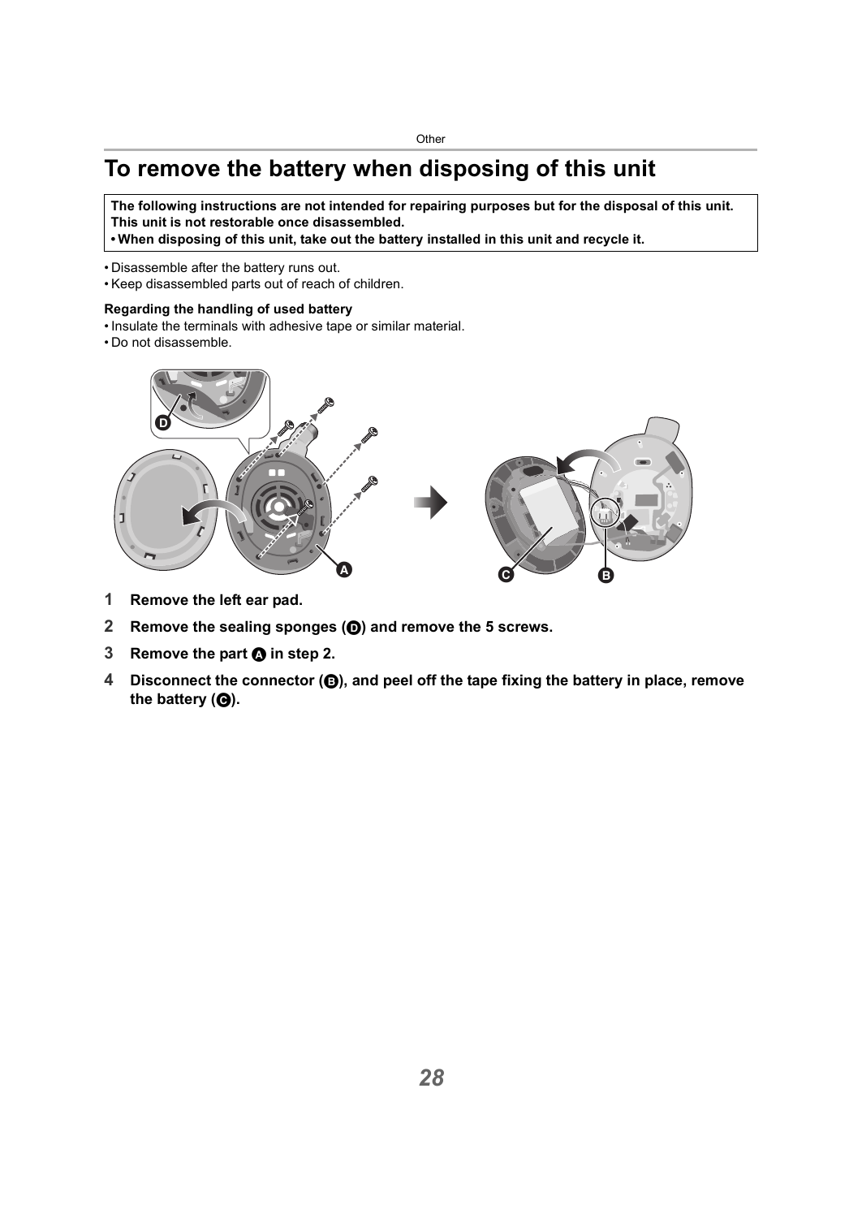# To remove the battery when disposing of this unit

**The following instructions are not intended for repairing purposes but for the disposal of this unit. This unit is not restorable once disassembled.**
**• When disposing of this unit, take out the battery installed in this unit and recycle it.**

- Disassemble after the battery runs out.
- Keep disassembled parts out of reach of children.

**Regarding the handling of used battery**

- Insulate the terminals with adhesive tape or similar material.
- Do not disassemble.

1. **Remove the left ear pad.**
2. **Remove the sealing sponges (D) and remove the 5 screws.**
3. **Remove the part A in step 2.**
4. **Disconnect the connector (B), and peel off the tape fixing the battery in place, remove the battery (C).**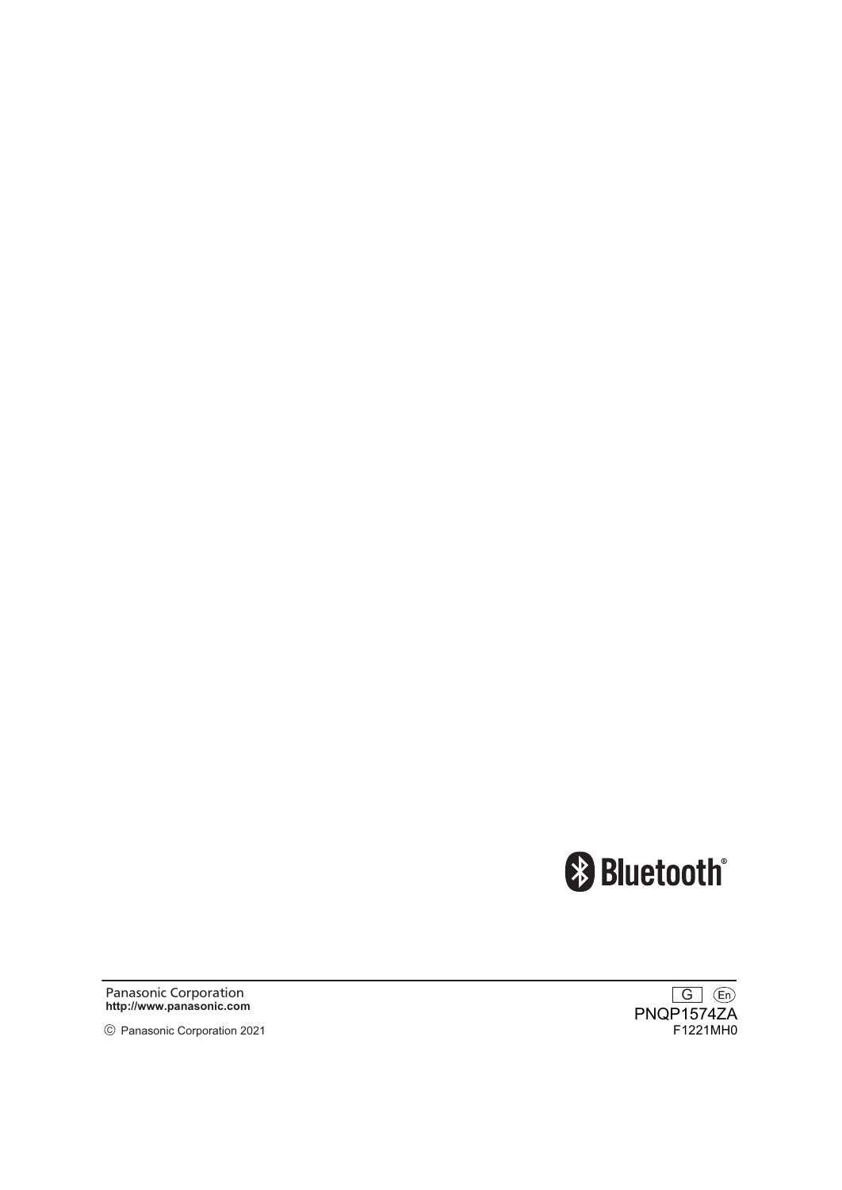Bluetooth®

Panasonic Corporation
**http://www.panasonic.com**

© Panasonic Corporation 2021

G (En)
PNQP1574ZA
F1221MH0